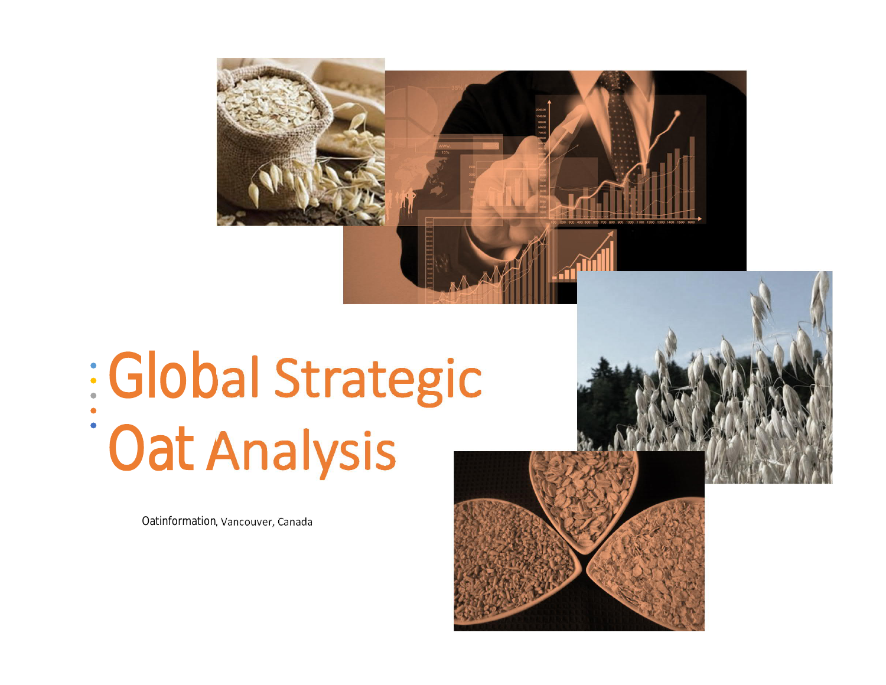# Global Strategic Oat Analysis

Oatinformation, Vancouver, Canada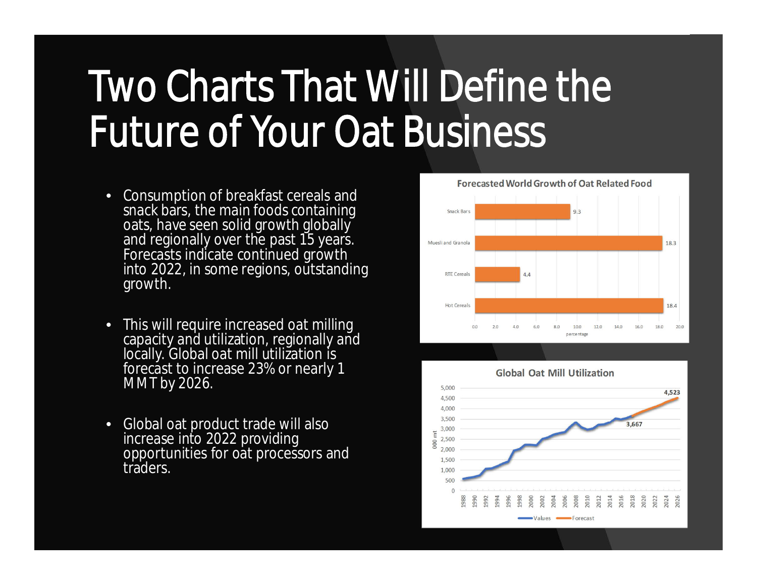# Two Charts That Will Define the Future of Your Oat Business

- Consumption of breakfast cereals and snack bars, the main foods containing oats, have seen solid growth globally and regionally over the past 15 years. Forecasts indicate continued growth into 2022, in some regions, outstanding growth.
- This will require increased oat milling capacity and utilization, regionally and locally. Global oat mill utilization is forecast to increase 23% or nearly 1 MMT by 2026.
- Global oat product trade will also increase into 2022 providing opportunities for oat processors and traders.

**Forecasted World Growth of Oat Related Food**

| Category | percentage |
|---|---|
| Snack Bars | 9.3 |
| Muesli and Granola | 18.3 |
| RTE Cereals | 4.4 |
| Hot Cereals | 18.4 |

**Global Oat Mill Utilization**

000 mt — Values (1988–2018, reaching 3,667) and Forecast (to 2026, reaching 4,523)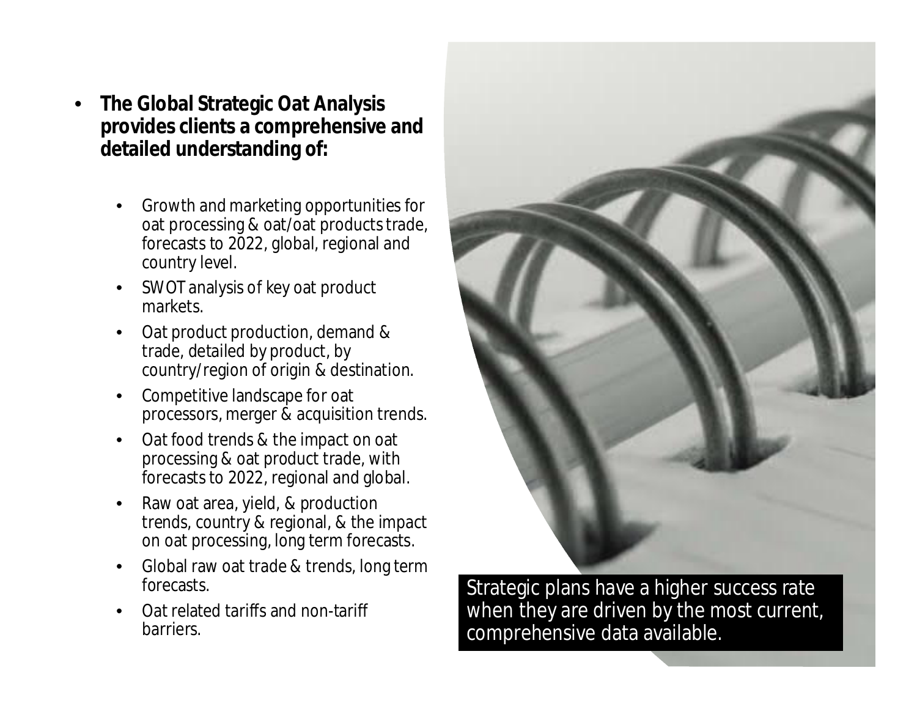- **The Global Strategic Oat Analysis provides clients a comprehensive and detailed understanding of:**
  - Growth and marketing opportunities for oat processing & oat/oat products trade, forecasts to 2022, global, regional and country level.
  - SWOT analysis of key oat product markets.
  - Oat product production, demand & trade, detailed by product, by country/region of origin & destination.
  - Competitive landscape for oat processors, merger & acquisition trends.
  - Oat food trends & the impact on oat processing & oat product trade, with forecasts to 2022, regional and global.
  - Raw oat area, yield, & production trends, country & regional, & the impact on oat processing, long term forecasts.
  - Global raw oat trade & trends, long term forecasts.
  - Oat related tariffs and non-tariff barriers.

Strategic plans have a higher success rate when they are driven by the most current, comprehensive data available.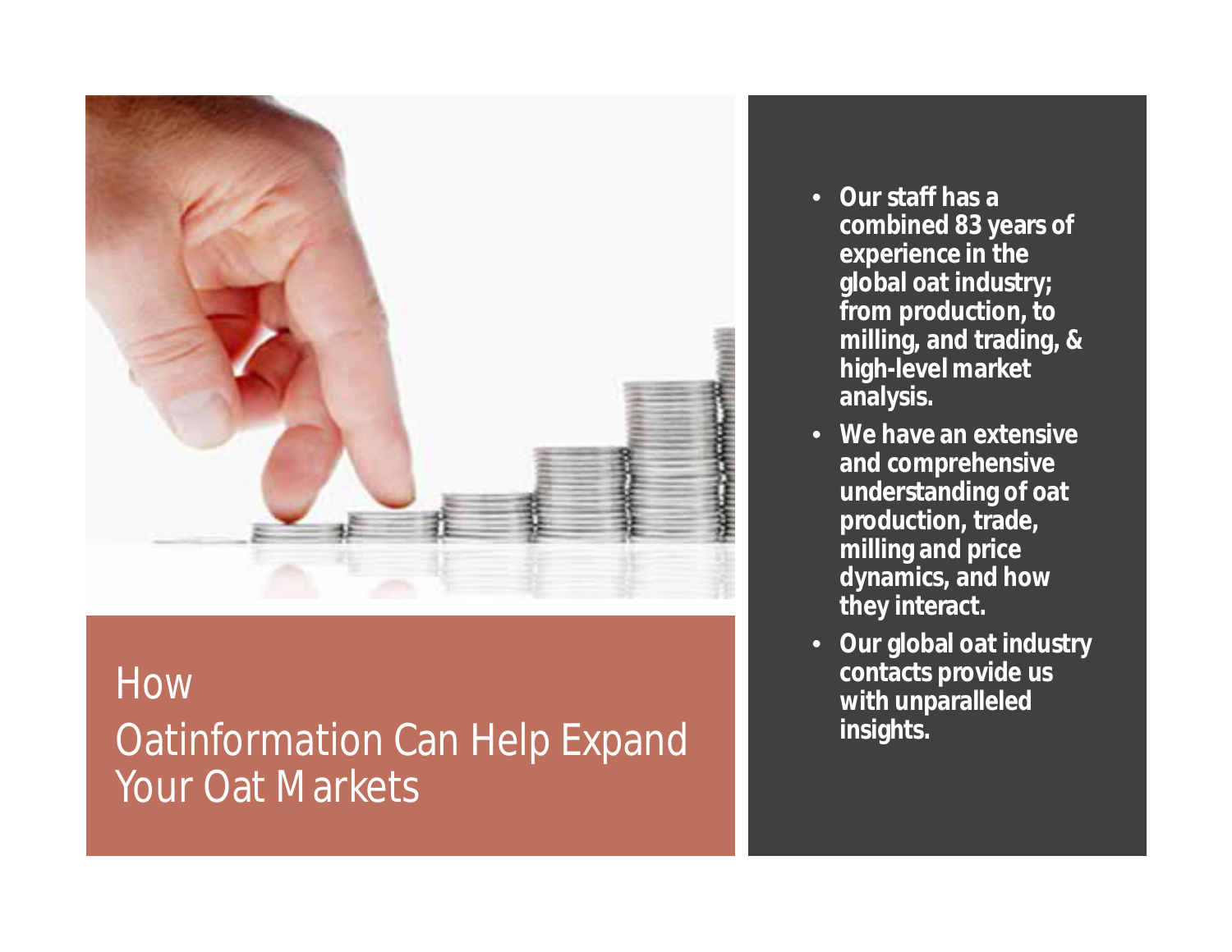# How Oatinformation Can Help Expand Your Oat Markets

- **Our staff has a combined 83 years of experience in the global oat industry; from production, to milling, and trading, & high-level market analysis.**
- **We have an extensive and comprehensive understanding of oat production, trade, milling and price dynamics, and how they interact.**
- **Our global oat industry contacts provide us with unparalleled insights.**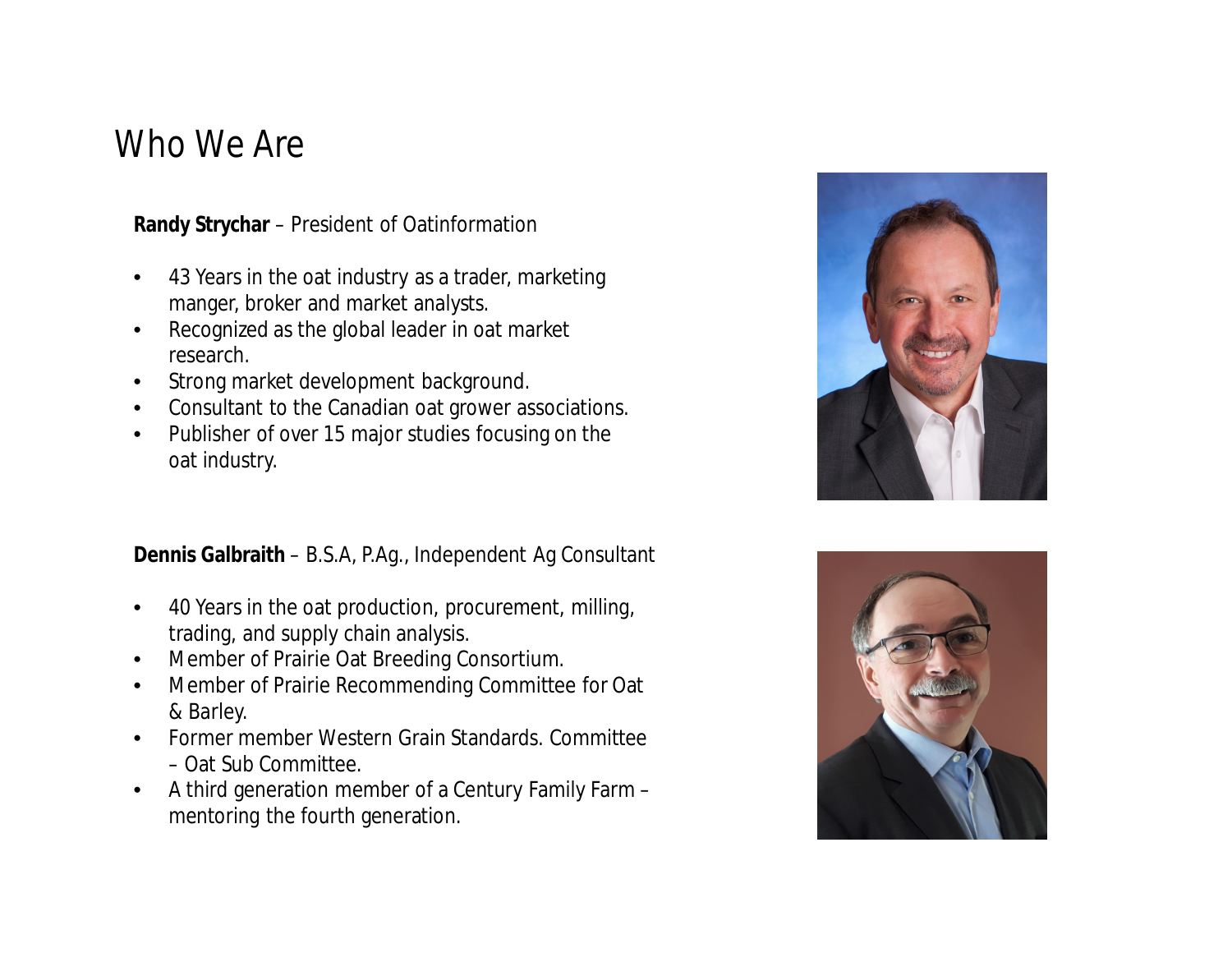# Who We Are

**Randy Strychar** – President of Oatinformation

- 43 Years in the oat industry as a trader, marketing manger, broker and market analysts.
- Recognized as the global leader in oat market research.
- Strong market development background.
- Consultant to the Canadian oat grower associations.
- Publisher of over 15 major studies focusing on the oat industry.

**Dennis Galbraith** – B.S.A, P.Ag., Independent Ag Consultant

- 40 Years in the oat production, procurement, milling, trading, and supply chain analysis.
- Member of Prairie Oat Breeding Consortium.
- Member of Prairie Recommending Committee for Oat & Barley.
- Former member Western Grain Standards. Committee – Oat Sub Committee.
- A third generation member of a Century Family Farm – mentoring the fourth generation.